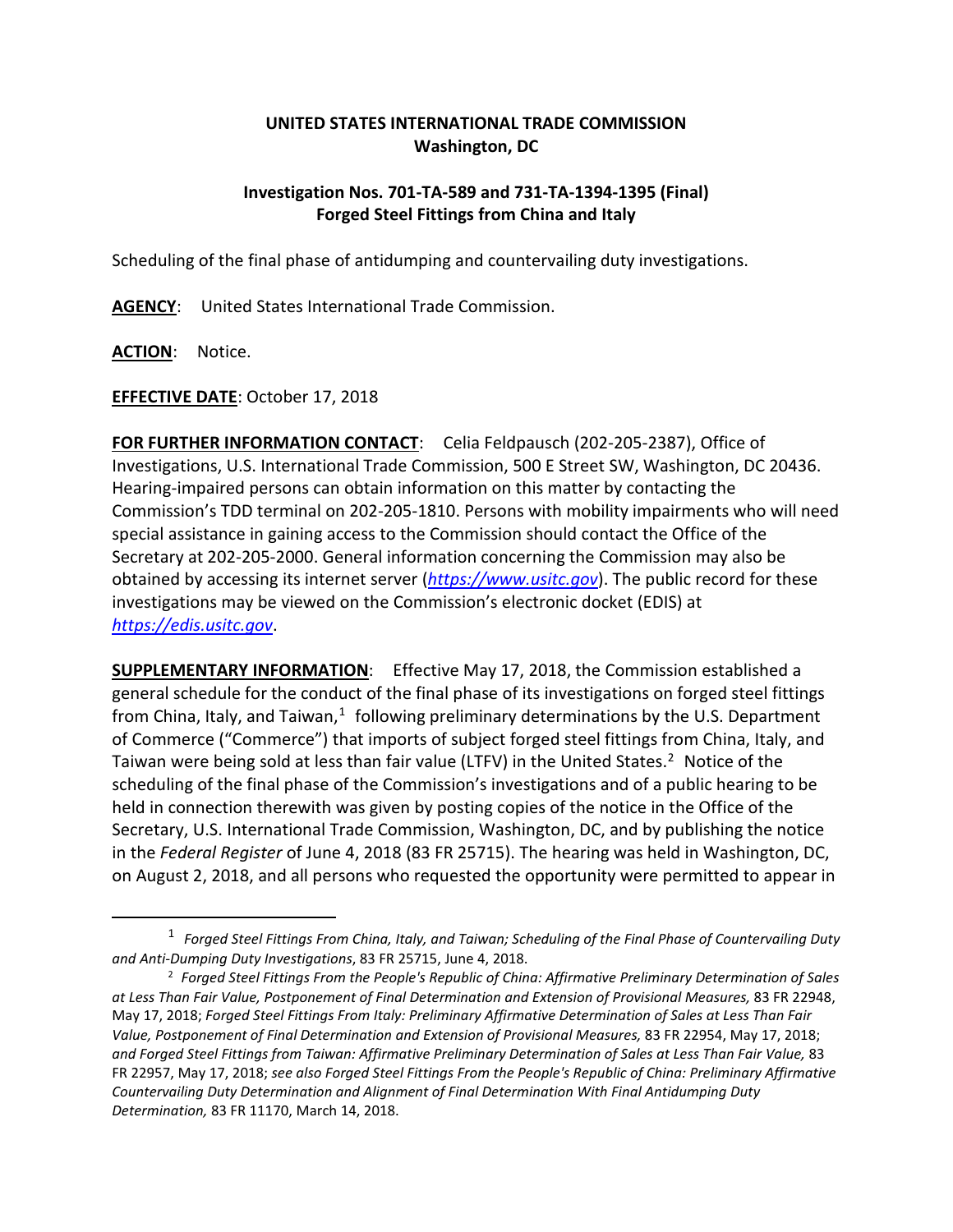**UNITED STATES INTERNATIONAL TRADE COMMISSION**
**Washington, DC**

**Investigation Nos. 701-TA-589 and 731-TA-1394-1395 (Final)**
**Forged Steel Fittings from China and Italy**

Scheduling of the final phase of antidumping and countervailing duty investigations.

**AGENCY**: United States International Trade Commission.

**ACTION**: Notice.

**EFFECTIVE DATE**: October 17, 2018

**FOR FURTHER INFORMATION CONTACT**: Celia Feldpausch (202-205-2387), Office of Investigations, U.S. International Trade Commission, 500 E Street SW, Washington, DC 20436. Hearing-impaired persons can obtain information on this matter by contacting the Commission's TDD terminal on 202-205-1810. Persons with mobility impairments who will need special assistance in gaining access to the Commission should contact the Office of the Secretary at 202-205-2000. General information concerning the Commission may also be obtained by accessing its internet server (*https://www.usitc.gov*). The public record for these investigations may be viewed on the Commission's electronic docket (EDIS) at *https://edis.usitc.gov*.

**SUPPLEMENTARY INFORMATION**: Effective May 17, 2018, the Commission established a general schedule for the conduct of the final phase of its investigations on forged steel fittings from China, Italy, and Taiwan,[1] following preliminary determinations by the U.S. Department of Commerce ("Commerce") that imports of subject forged steel fittings from China, Italy, and Taiwan were being sold at less than fair value (LTFV) in the United States.[2] Notice of the scheduling of the final phase of the Commission's investigations and of a public hearing to be held in connection therewith was given by posting copies of the notice in the Office of the Secretary, U.S. International Trade Commission, Washington, DC, and by publishing the notice in the *Federal Register* of June 4, 2018 (83 FR 25715). The hearing was held in Washington, DC, on August 2, 2018, and all persons who requested the opportunity were permitted to appear in

---

[1] *Forged Steel Fittings From China, Italy, and Taiwan; Scheduling of the Final Phase of Countervailing Duty and Anti-Dumping Duty Investigations*, 83 FR 25715, June 4, 2018.

[2] *Forged Steel Fittings From the People's Republic of China: Affirmative Preliminary Determination of Sales at Less Than Fair Value, Postponement of Final Determination and Extension of Provisional Measures,* 83 FR 22948, May 17, 2018; *Forged Steel Fittings From Italy: Preliminary Affirmative Determination of Sales at Less Than Fair Value, Postponement of Final Determination and Extension of Provisional Measures,* 83 FR 22954, May 17, 2018; *and Forged Steel Fittings from Taiwan: Affirmative Preliminary Determination of Sales at Less Than Fair Value,* 83 FR 22957, May 17, 2018; *see also Forged Steel Fittings From the People's Republic of China: Preliminary Affirmative Countervailing Duty Determination and Alignment of Final Determination With Final Antidumping Duty Determination,* 83 FR 11170, March 14, 2018.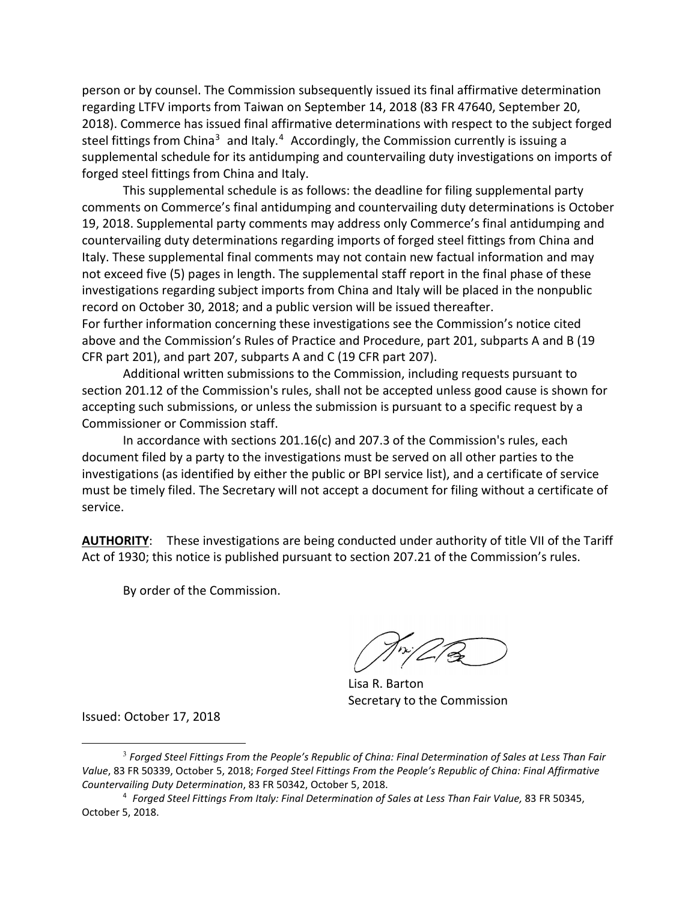person or by counsel. The Commission subsequently issued its final affirmative determination regarding LTFV imports from Taiwan on September 14, 2018 (83 FR 47640, September 20, 2018). Commerce has issued final affirmative determinations with respect to the subject forged steel fittings from China[3] and Italy.[4] Accordingly, the Commission currently is issuing a supplemental schedule for its antidumping and countervailing duty investigations on imports of forged steel fittings from China and Italy.

This supplemental schedule is as follows: the deadline for filing supplemental party comments on Commerce's final antidumping and countervailing duty determinations is October 19, 2018. Supplemental party comments may address only Commerce's final antidumping and countervailing duty determinations regarding imports of forged steel fittings from China and Italy. These supplemental final comments may not contain new factual information and may not exceed five (5) pages in length. The supplemental staff report in the final phase of these investigations regarding subject imports from China and Italy will be placed in the nonpublic record on October 30, 2018; and a public version will be issued thereafter.

For further information concerning these investigations see the Commission's notice cited above and the Commission's Rules of Practice and Procedure, part 201, subparts A and B (19 CFR part 201), and part 207, subparts A and C (19 CFR part 207).

Additional written submissions to the Commission, including requests pursuant to section 201.12 of the Commission's rules, shall not be accepted unless good cause is shown for accepting such submissions, or unless the submission is pursuant to a specific request by a Commissioner or Commission staff.

In accordance with sections 201.16(c) and 207.3 of the Commission's rules, each document filed by a party to the investigations must be served on all other parties to the investigations (as identified by either the public or BPI service list), and a certificate of service must be timely filed. The Secretary will not accept a document for filing without a certificate of service.

**AUTHORITY**: These investigations are being conducted under authority of title VII of the Tariff Act of 1930; this notice is published pursuant to section 207.21 of the Commission's rules.

By order of the Commission.

Lisa R. Barton
Secretary to the Commission

Issued: October 17, 2018

---

[3] *Forged Steel Fittings From the People's Republic of China: Final Determination of Sales at Less Than Fair Value*, 83 FR 50339, October 5, 2018; *Forged Steel Fittings From the People's Republic of China: Final Affirmative Countervailing Duty Determination*, 83 FR 50342, October 5, 2018.

[4] *Forged Steel Fittings From Italy: Final Determination of Sales at Less Than Fair Value,* 83 FR 50345, October 5, 2018.